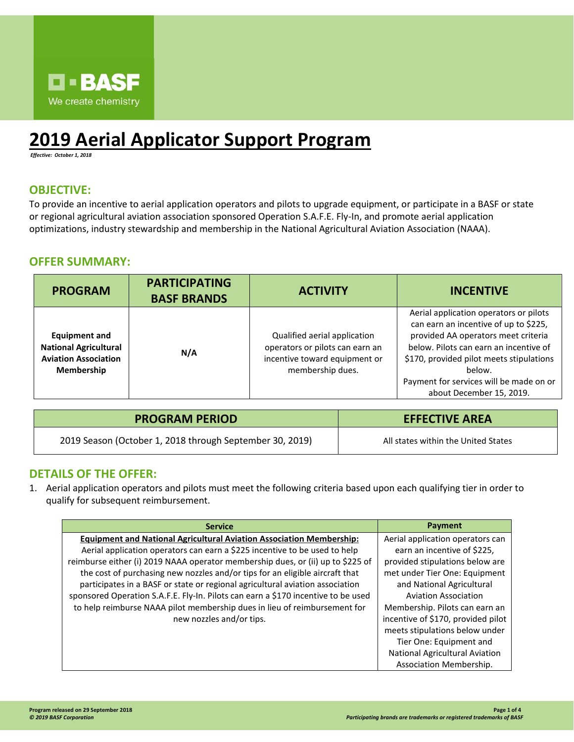BASF

We create chemistry

# 2019 Aerial Applicator Support Program

*Effective: October 1, 2018*

## OBJECTIVE:

To provide an incentive to aerial application operators and pilots to upgrade equipment, or participate in a BASF or state or regional agricultural aviation association sponsored Operation S.A.F.E. Fly-In, and promote aerial application optimizations, industry stewardship and membership in the National Agricultural Aviation Association (NAAA).

## OFFER SUMMARY:

| PROGRAM | PARTICIPATING BASF BRANDS | ACTIVITY | INCENTIVE |
|---|---|---|---|
| **Equipment and National Agricultural Aviation Association Membership** | **N/A** | Qualified aerial application operators or pilots can earn an incentive toward equipment or membership dues. | Aerial application operators or pilots can earn an incentive of up to $225, provided AA operators meet criteria below. Pilots can earn an incentive of $170, provided pilot meets stipulations below. Payment for services will be made on or about December 15, 2019. |

| PROGRAM PERIOD | EFFECTIVE AREA |
|---|---|
| 2019 Season (October 1, 2018 through September 30, 2019) | All states within the United States |

## DETAILS OF THE OFFER:

1. Aerial application operators and pilots must meet the following criteria based upon each qualifying tier in order to qualify for subsequent reimbursement.

| Service | Payment |
|---|---|
| **Equipment and National Agricultural Aviation Association Membership:** Aerial application operators can earn a $225 incentive to be used to help reimburse either (i) 2019 NAAA operator membership dues, or (ii) up to $225 of the cost of purchasing new nozzles and/or tips for an eligible aircraft that participates in a BASF or state or regional agricultural aviation association sponsored Operation S.A.F.E. Fly-In. Pilots can earn a $170 incentive to be used to help reimburse NAAA pilot membership dues in lieu of reimbursement for new nozzles and/or tips. | Aerial application operators can earn an incentive of $225, provided stipulations below are met under Tier One: Equipment and National Agricultural Aviation Association Membership. Pilots can earn an incentive of $170, provided pilot meets stipulations below under Tier One: Equipment and National Agricultural Aviation Association Membership. |

**Program released on 29 September 2018**

***© 2019 BASF Corporation***

***Participating brands are trademarks or registered trademarks of BASF***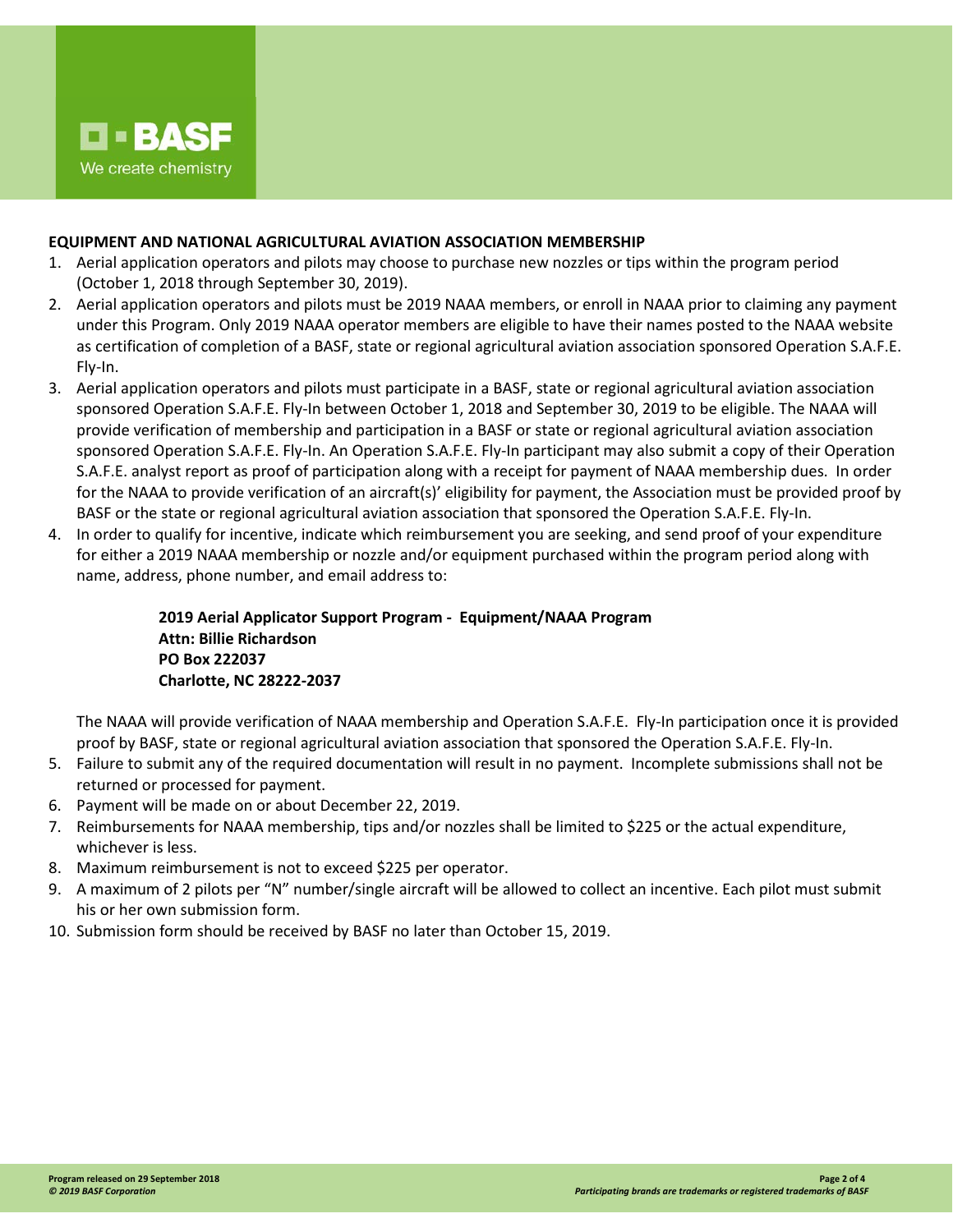## EQUIPMENT AND NATIONAL AGRICULTURAL AVIATION ASSOCIATION MEMBERSHIP

1. Aerial application operators and pilots may choose to purchase new nozzles or tips within the program period (October 1, 2018 through September 30, 2019).
2. Aerial application operators and pilots must be 2019 NAAA members, or enroll in NAAA prior to claiming any payment under this Program. Only 2019 NAAA operator members are eligible to have their names posted to the NAAA website as certification of completion of a BASF, state or regional agricultural aviation association sponsored Operation S.A.F.E. Fly-In.
3. Aerial application operators and pilots must participate in a BASF, state or regional agricultural aviation association sponsored Operation S.A.F.E. Fly-In between October 1, 2018 and September 30, 2019 to be eligible. The NAAA will provide verification of membership and participation in a BASF or state or regional agricultural aviation association sponsored Operation S.A.F.E. Fly-In. An Operation S.A.F.E. Fly-In participant may also submit a copy of their Operation S.A.F.E. analyst report as proof of participation along with a receipt for payment of NAAA membership dues. In order for the NAAA to provide verification of an aircraft(s)' eligibility for payment, the Association must be provided proof by BASF or the state or regional agricultural aviation association that sponsored the Operation S.A.F.E. Fly-In.
4. In order to qualify for incentive, indicate which reimbursement you are seeking, and send proof of your expenditure for either a 2019 NAAA membership or nozzle and/or equipment purchased within the program period along with name, address, phone number, and email address to:

   **2019 Aerial Applicator Support Program - Equipment/NAAA Program**
   **Attn: Billie Richardson**
   **PO Box 222037**
   **Charlotte, NC 28222-2037**

   The NAAA will provide verification of NAAA membership and Operation S.A.F.E. Fly-In participation once it is provided proof by BASF, state or regional agricultural aviation association that sponsored the Operation S.A.F.E. Fly-In.
5. Failure to submit any of the required documentation will result in no payment. Incomplete submissions shall not be returned or processed for payment.
6. Payment will be made on or about December 22, 2019.
7. Reimbursements for NAAA membership, tips and/or nozzles shall be limited to $225 or the actual expenditure, whichever is less.
8. Maximum reimbursement is not to exceed $225 per operator.
9. A maximum of 2 pilots per "N" number/single aircraft will be allowed to collect an incentive. Each pilot must submit his or her own submission form.
10. Submission form should be received by BASF no later than October 15, 2019.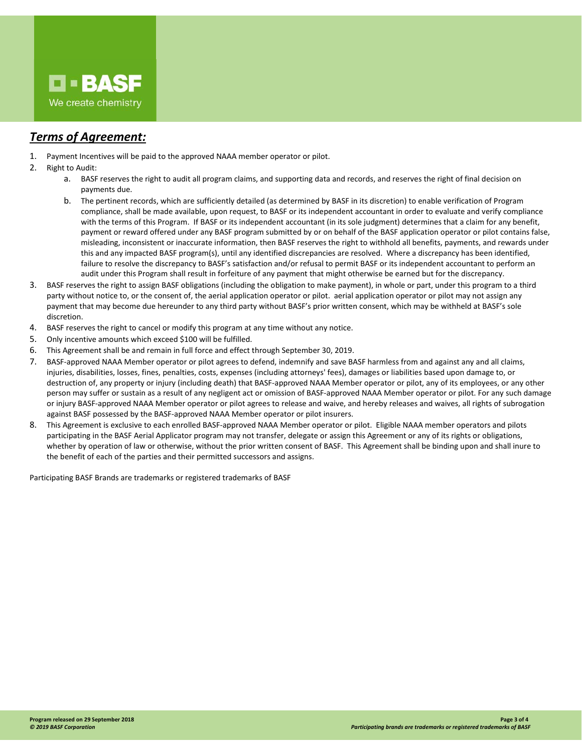## ***Terms of Agreement:***

1. Payment Incentives will be paid to the approved NAAA member operator or pilot.
2. Right to Audit:
    a. BASF reserves the right to audit all program claims, and supporting data and records, and reserves the right of final decision on payments due.
    b. The pertinent records, which are sufficiently detailed (as determined by BASF in its discretion) to enable verification of Program compliance, shall be made available, upon request, to BASF or its independent accountant in order to evaluate and verify compliance with the terms of this Program. If BASF or its independent accountant (in its sole judgment) determines that a claim for any benefit, payment or reward offered under any BASF program submitted by or on behalf of the BASF application operator or pilot contains false, misleading, inconsistent or inaccurate information, then BASF reserves the right to withhold all benefits, payments, and rewards under this and any impacted BASF program(s), until any identified discrepancies are resolved. Where a discrepancy has been identified, failure to resolve the discrepancy to BASF's satisfaction and/or refusal to permit BASF or its independent accountant to perform an audit under this Program shall result in forfeiture of any payment that might otherwise be earned but for the discrepancy.
3. BASF reserves the right to assign BASF obligations (including the obligation to make payment), in whole or part, under this program to a third party without notice to, or the consent of, the aerial application operator or pilot. aerial application operator or pilot may not assign any payment that may become due hereunder to any third party without BASF's prior written consent, which may be withheld at BASF's sole discretion.
4. BASF reserves the right to cancel or modify this program at any time without any notice.
5. Only incentive amounts which exceed $100 will be fulfilled.
6. This Agreement shall be and remain in full force and effect through September 30, 2019.
7. BASF-approved NAAA Member operator or pilot agrees to defend, indemnify and save BASF harmless from and against any and all claims, injuries, disabilities, losses, fines, penalties, costs, expenses (including attorneys' fees), damages or liabilities based upon damage to, or destruction of, any property or injury (including death) that BASF-approved NAAA Member operator or pilot, any of its employees, or any other person may suffer or sustain as a result of any negligent act or omission of BASF-approved NAAA Member operator or pilot. For any such damage or injury BASF-approved NAAA Member operator or pilot agrees to release and waive, and hereby releases and waives, all rights of subrogation against BASF possessed by the BASF-approved NAAA Member operator or pilot insurers.
8. This Agreement is exclusive to each enrolled BASF-approved NAAA Member operator or pilot. Eligible NAAA member operators and pilots participating in the BASF Aerial Applicator program may not transfer, delegate or assign this Agreement or any of its rights or obligations, whether by operation of law or otherwise, without the prior written consent of BASF. This Agreement shall be binding upon and shall inure to the benefit of each of the parties and their permitted successors and assigns.

Participating BASF Brands are trademarks or registered trademarks of BASF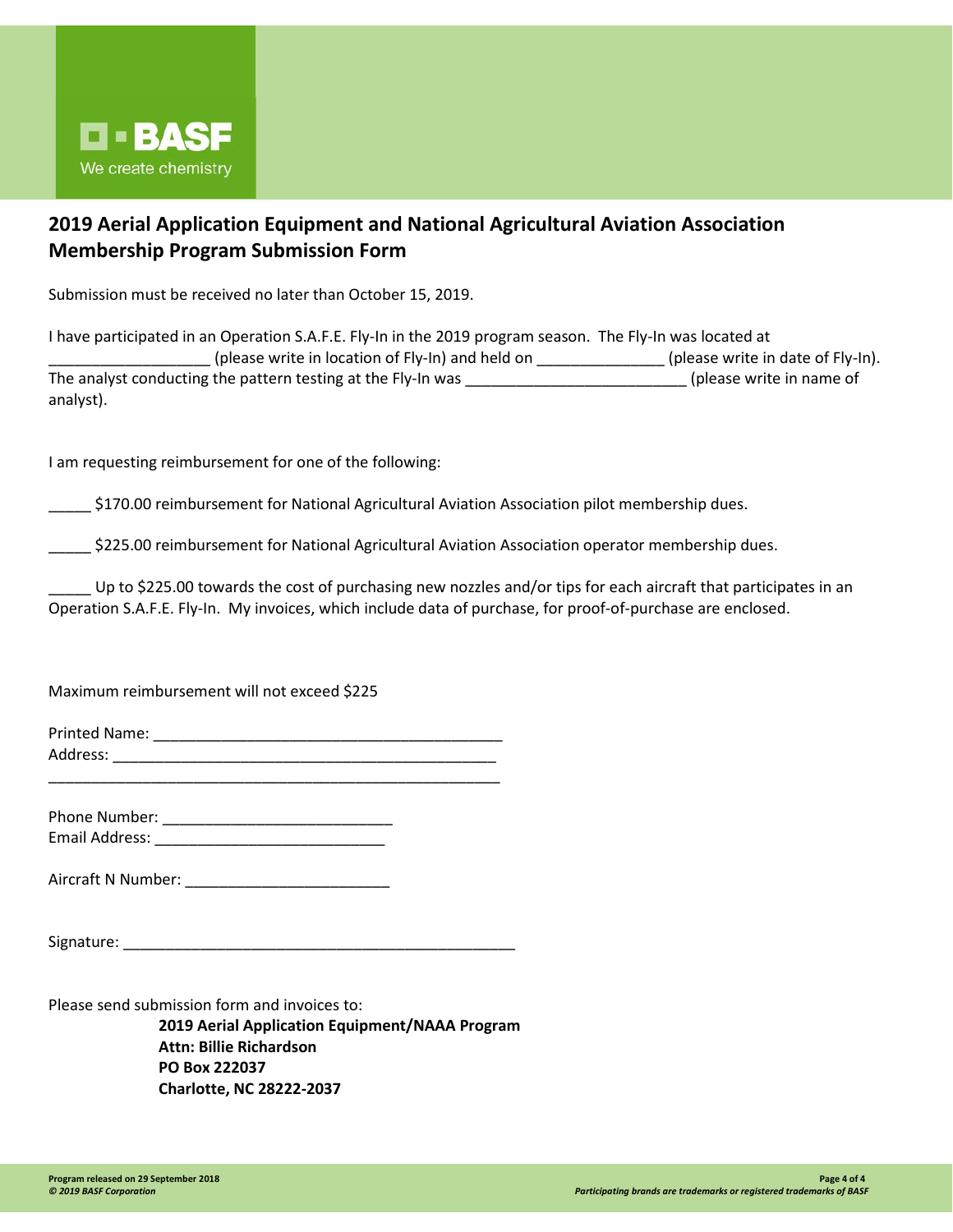BASF

We create chemistry

## 2019 Aerial Application Equipment and National Agricultural Aviation Association Membership Program Submission Form

Submission must be received no later than October 15, 2019.

I have participated in an Operation S.A.F.E. Fly-In in the 2019 program season. The Fly-In was located at ___________________ (please write in location of Fly-In) and held on _______________ (please write in date of Fly-In). The analyst conducting the pattern testing at the Fly-In was __________________________ (please write in name of analyst).

I am requesting reimbursement for one of the following:

_____ $170.00 reimbursement for National Agricultural Aviation Association pilot membership dues.

_____ $225.00 reimbursement for National Agricultural Aviation Association operator membership dues.

_____ Up to $225.00 towards the cost of purchasing new nozzles and/or tips for each aircraft that participates in an Operation S.A.F.E. Fly-In. My invoices, which include data of purchase, for proof-of-purchase are enclosed.

Maximum reimbursement will not exceed $225

Printed Name: __________________________________________

Address: ______________________________________________

________________________________________________________

Phone Number: ___________________________

Email Address: ___________________________

Aircraft N Number: ________________________

Signature: ______________________________________________

Please send submission form and invoices to:

**2019 Aerial Application Equipment/NAAA Program**
**Attn: Billie Richardson**
**PO Box 222037**
**Charlotte, NC 28222-2037**

**Program released on 29 September 2018**
***© 2019 BASF Corporation***

***Participating brands are trademarks or registered trademarks of BASF***